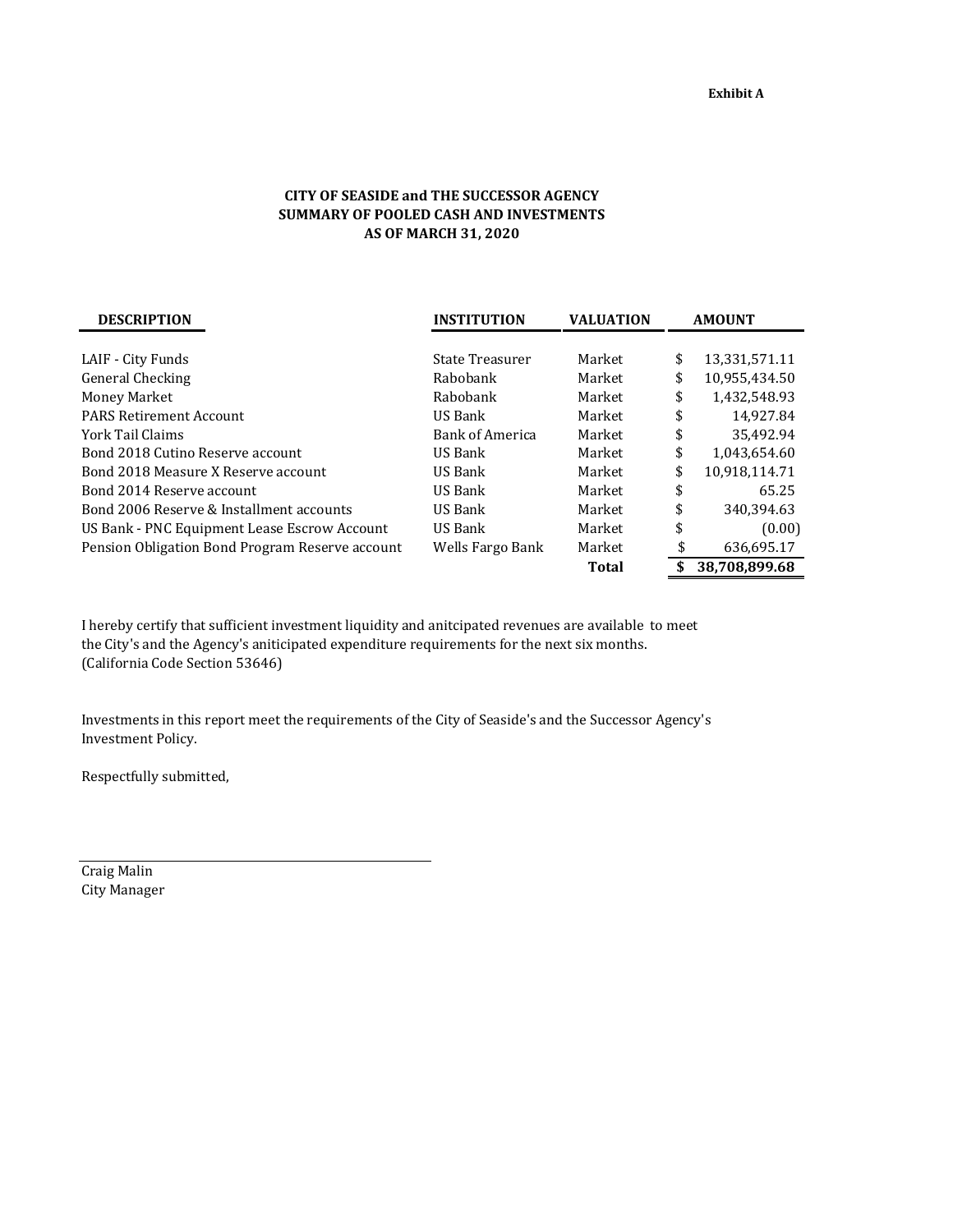**Exhibit A**

### CITY OF SEASIDE and THE SUCCESSOR AGENCY
### SUMMARY OF POOLED CASH AND INVESTMENTS
### AS OF MARCH 31, 2020

| DESCRIPTION | INSTITUTION | VALUATION | AMOUNT |
|---|---|---|---|
| LAIF - City Funds | State Treasurer | Market | $ 13,331,571.11 |
| General Checking | Rabobank | Market | $ 10,955,434.50 |
| Money Market | Rabobank | Market | $ 1,432,548.93 |
| PARS Retirement Account | US Bank | Market | $ 14,927.84 |
| York Tail Claims | Bank of America | Market | $ 35,492.94 |
| Bond 2018 Cutino Reserve account | US Bank | Market | $ 1,043,654.60 |
| Bond 2018 Measure X Reserve account | US Bank | Market | $ 10,918,114.71 |
| Bond 2014 Reserve account | US Bank | Market | $ 65.25 |
| Bond 2006 Reserve & Installment accounts | US Bank | Market | $ 340,394.63 |
| US Bank - PNC Equipment Lease Escrow Account | US Bank | Market | $ (0.00) |
| Pension Obligation Bond Program Reserve account | Wells Fargo Bank | Market | $ 636,695.17 |
| | | **Total** | **$ 38,708,899.68** |

I hereby certify that sufficient investment liquidity and anitcipated revenues are available to meet the City's and the Agency's aniticipated expenditure requirements for the next six months. (California Code Section 53646)

Investments in this report meet the requirements of the City of Seaside's and the Successor Agency's Investment Policy.

Respectfully submitted,

Craig Malin
City Manager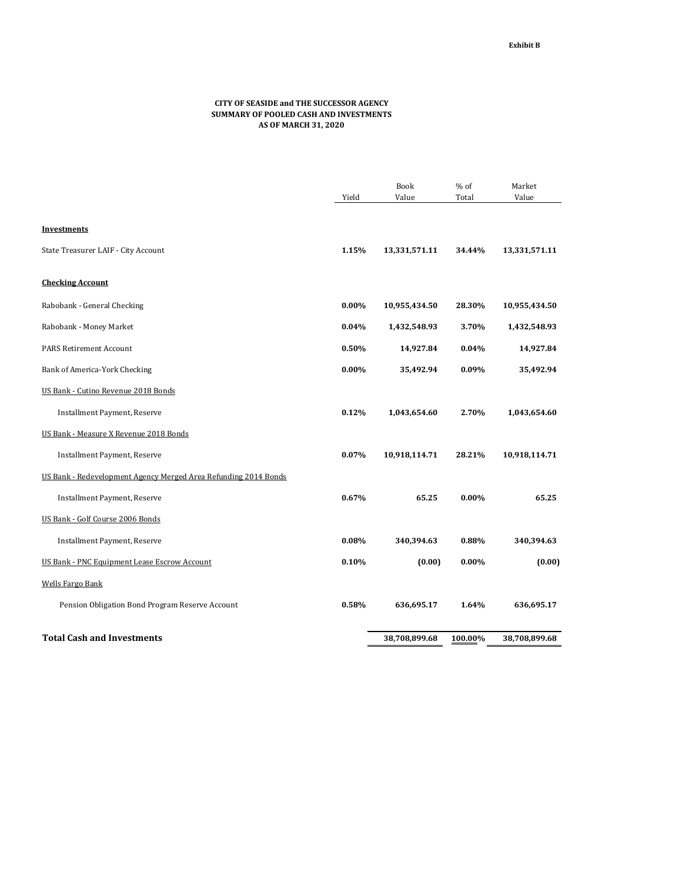Exhibit B

**CITY OF SEASIDE and THE SUCCESSOR AGENCY**
**SUMMARY OF POOLED CASH AND INVESTMENTS**
**AS OF MARCH 31, 2020**

| | Yield | Book Value | % of Total | Market Value |
|---|---|---|---|---|
| **Investments** | | | | |
| State Treasurer LAIF - City Account | **1.15%** | **13,331,571.11** | **34.44%** | **13,331,571.11** |
| **Checking Account** | | | | |
| Rabobank - General Checking | **0.00%** | **10,955,434.50** | **28.30%** | **10,955,434.50** |
| Rabobank - Money Market | **0.04%** | **1,432,548.93** | **3.70%** | **1,432,548.93** |
| PARS Retirement Account | **0.50%** | **14,927.84** | **0.04%** | **14,927.84** |
| Bank of America-York Checking | **0.00%** | **35,492.94** | **0.09%** | **35,492.94** |
| US Bank - Cutino Revenue 2018 Bonds | | | | |
| Installment Payment, Reserve | **0.12%** | **1,043,654.60** | **2.70%** | **1,043,654.60** |
| US Bank - Measure X Revenue 2018 Bonds | | | | |
| Installment Payment, Reserve | **0.07%** | **10,918,114.71** | **28.21%** | **10,918,114.71** |
| US Bank - Redevelopment Agency Merged Area Refunding 2014 Bonds | | | | |
| Installment Payment, Reserve | **0.67%** | **65.25** | **0.00%** | **65.25** |
| US Bank - Golf Course 2006 Bonds | | | | |
| Installment Payment, Reserve | **0.08%** | **340,394.63** | **0.88%** | **340,394.63** |
| US Bank - PNC Equipment Lease Escrow Account | **0.10%** | **(0.00)** | **0.00%** | **(0.00)** |
| Wells Fargo Bank | | | | |
| Pension Obligation Bond Program Reserve Account | **0.58%** | **636,695.17** | **1.64%** | **636,695.17** |
| **Total Cash and Investments** | | **38,708,899.68** | **100.00%** | **38,708,899.68** |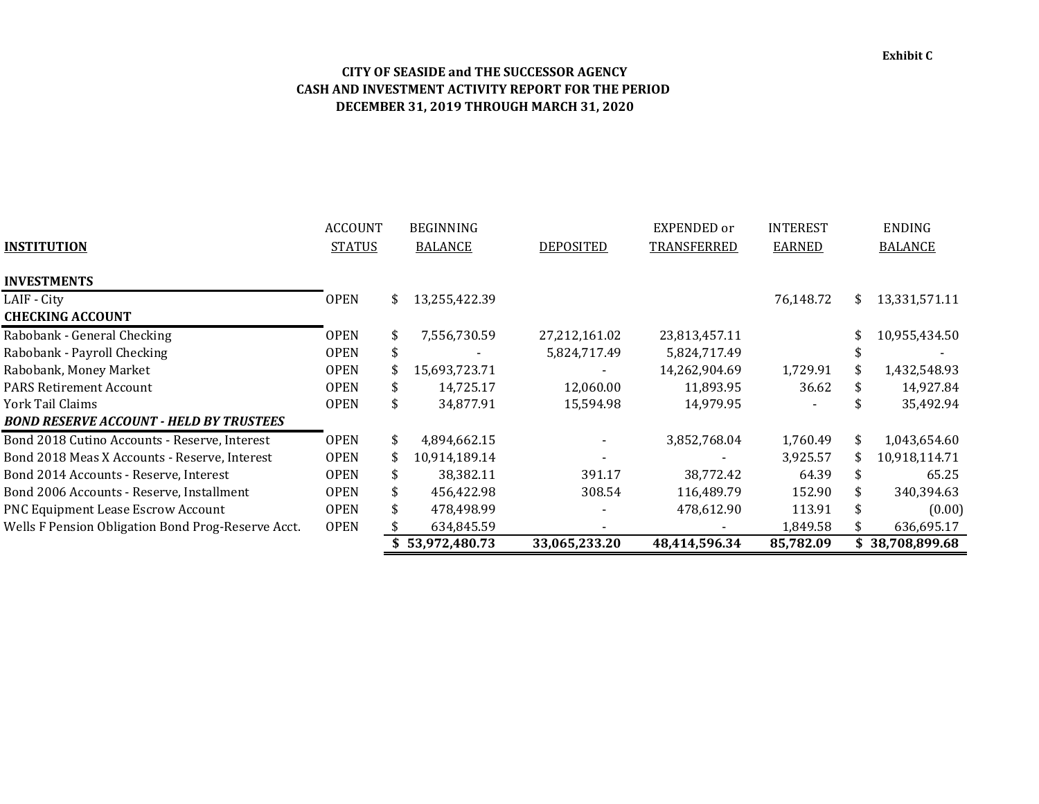Exhibit C

**CITY OF SEASIDE and THE SUCCESSOR AGENCY**
**CASH AND INVESTMENT ACTIVITY REPORT FOR THE PERIOD**
**DECEMBER 31, 2019 THROUGH MARCH 31, 2020**

| INSTITUTION | ACCOUNT STATUS | BEGINNING BALANCE | DEPOSITED | EXPENDED or TRANSFERRED | INTEREST EARNED | ENDING BALANCE |
|---|---|---|---|---|---|---|
| **INVESTMENTS** | | | | | | |
| LAIF - City | OPEN | $ 13,255,422.39 | | | 76,148.72 | $ 13,331,571.11 |
| **CHECKING ACCOUNT** | | | | | | |
| Rabobank - General Checking | OPEN | $ 7,556,730.59 | 27,212,161.02 | 23,813,457.11 | | $ 10,955,434.50 |
| Rabobank - Payroll Checking | OPEN | $ - | 5,824,717.49 | 5,824,717.49 | | $ - |
| Rabobank, Money Market | OPEN | $ 15,693,723.71 | - | 14,262,904.69 | 1,729.91 | $ 1,432,548.93 |
| PARS Retirement Account | OPEN | $ 14,725.17 | 12,060.00 | 11,893.95 | 36.62 | $ 14,927.84 |
| York Tail Claims | OPEN | $ 34,877.91 | 15,594.98 | 14,979.95 | - | $ 35,492.94 |
| ***BOND RESERVE ACCOUNT - HELD BY TRUSTEES*** | | | | | | |
| Bond 2018 Cutino Accounts - Reserve, Interest | OPEN | $ 4,894,662.15 | - | 3,852,768.04 | 1,760.49 | $ 1,043,654.60 |
| Bond 2018 Meas X Accounts - Reserve, Interest | OPEN | $ 10,914,189.14 | - | - | 3,925.57 | $ 10,918,114.71 |
| Bond 2014 Accounts - Reserve, Interest | OPEN | $ 38,382.11 | 391.17 | 38,772.42 | 64.39 | $ 65.25 |
| Bond 2006 Accounts - Reserve, Installment | OPEN | $ 456,422.98 | 308.54 | 116,489.79 | 152.90 | $ 340,394.63 |
| PNC Equipment Lease Escrow Account | OPEN | $ 478,498.99 | - | 478,612.90 | 113.91 | $ (0.00) |
| Wells F Pension Obligation Bond Prog-Reserve Acct. | OPEN | $ 634,845.59 | - | - | 1,849.58 | $ 636,695.17 |
| | | **$ 53,972,480.73** | **33,065,233.20** | **48,414,596.34** | **85,782.09** | **$ 38,708,899.68** |